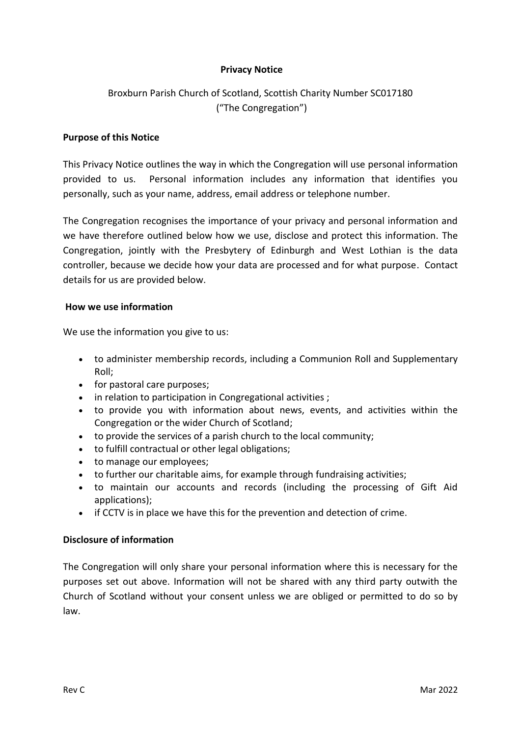# Privacy Notice

Broxburn Parish Church of Scotland, Scottish Charity Number SC017180
("The Congregation")

## Purpose of this Notice

This Privacy Notice outlines the way in which the Congregation will use personal information provided to us. Personal information includes any information that identifies you personally, such as your name, address, email address or telephone number.

The Congregation recognises the importance of your privacy and personal information and we have therefore outlined below how we use, disclose and protect this information. The Congregation, jointly with the Presbytery of Edinburgh and West Lothian is the data controller, because we decide how your data are processed and for what purpose. Contact details for us are provided below.

## How we use information

We use the information you give to us:

- to administer membership records, including a Communion Roll and Supplementary Roll;
- for pastoral care purposes;
- in relation to participation in Congregational activities ;
- to provide you with information about news, events, and activities within the Congregation or the wider Church of Scotland;
- to provide the services of a parish church to the local community;
- to fulfill contractual or other legal obligations;
- to manage our employees;
- to further our charitable aims, for example through fundraising activities;
- to maintain our accounts and records (including the processing of Gift Aid applications);
- if CCTV is in place we have this for the prevention and detection of crime.

## Disclosure of information

The Congregation will only share your personal information where this is necessary for the purposes set out above. Information will not be shared with any third party outwith the Church of Scotland without your consent unless we are obliged or permitted to do so by law.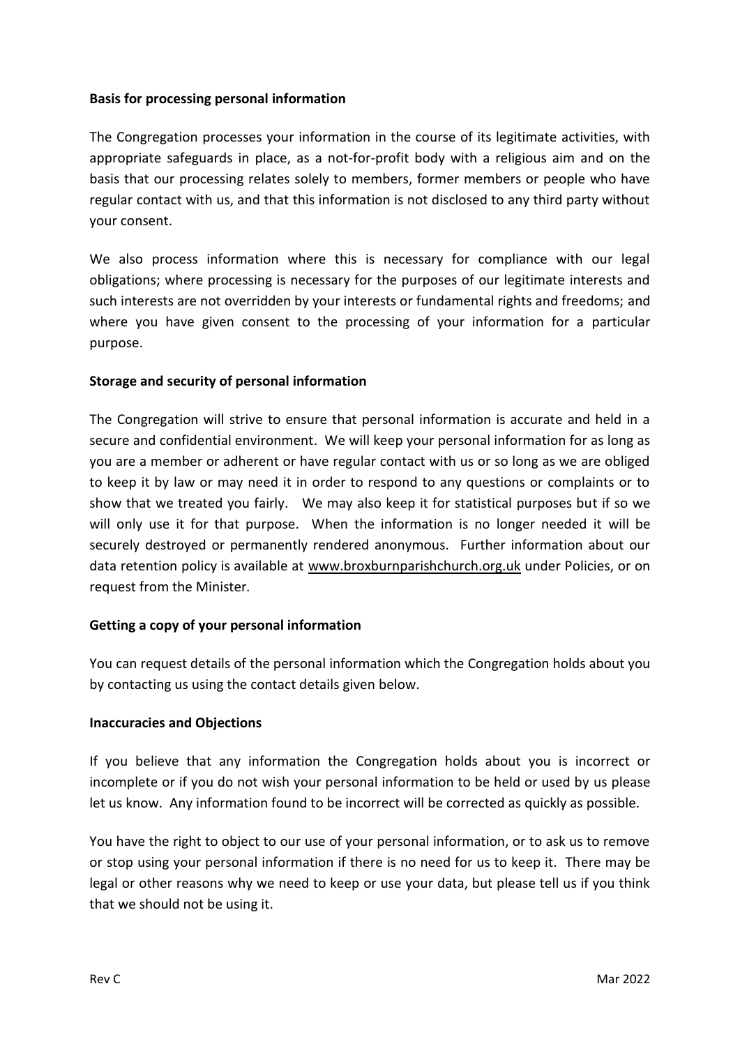**Basis for processing personal information**

The Congregation processes your information in the course of its legitimate activities, with appropriate safeguards in place, as a not-for-profit body with a religious aim and on the basis that our processing relates solely to members, former members or people who have regular contact with us, and that this information is not disclosed to any third party without your consent.

We also process information where this is necessary for compliance with our legal obligations; where processing is necessary for the purposes of our legitimate interests and such interests are not overridden by your interests or fundamental rights and freedoms; and where you have given consent to the processing of your information for a particular purpose.

**Storage and security of personal information**

The Congregation will strive to ensure that personal information is accurate and held in a secure and confidential environment. We will keep your personal information for as long as you are a member or adherent or have regular contact with us or so long as we are obliged to keep it by law or may need it in order to respond to any questions or complaints or to show that we treated you fairly. We may also keep it for statistical purposes but if so we will only use it for that purpose. When the information is no longer needed it will be securely destroyed or permanently rendered anonymous. Further information about our data retention policy is available at www.broxburnparishchurch.org.uk under Policies, or on request from the Minister.

**Getting a copy of your personal information**

You can request details of the personal information which the Congregation holds about you by contacting us using the contact details given below.

**Inaccuracies and Objections**

If you believe that any information the Congregation holds about you is incorrect or incomplete or if you do not wish your personal information to be held or used by us please let us know. Any information found to be incorrect will be corrected as quickly as possible.

You have the right to object to our use of your personal information, or to ask us to remove or stop using your personal information if there is no need for us to keep it. There may be legal or other reasons why we need to keep or use your data, but please tell us if you think that we should not be using it.

Rev C Mar 2022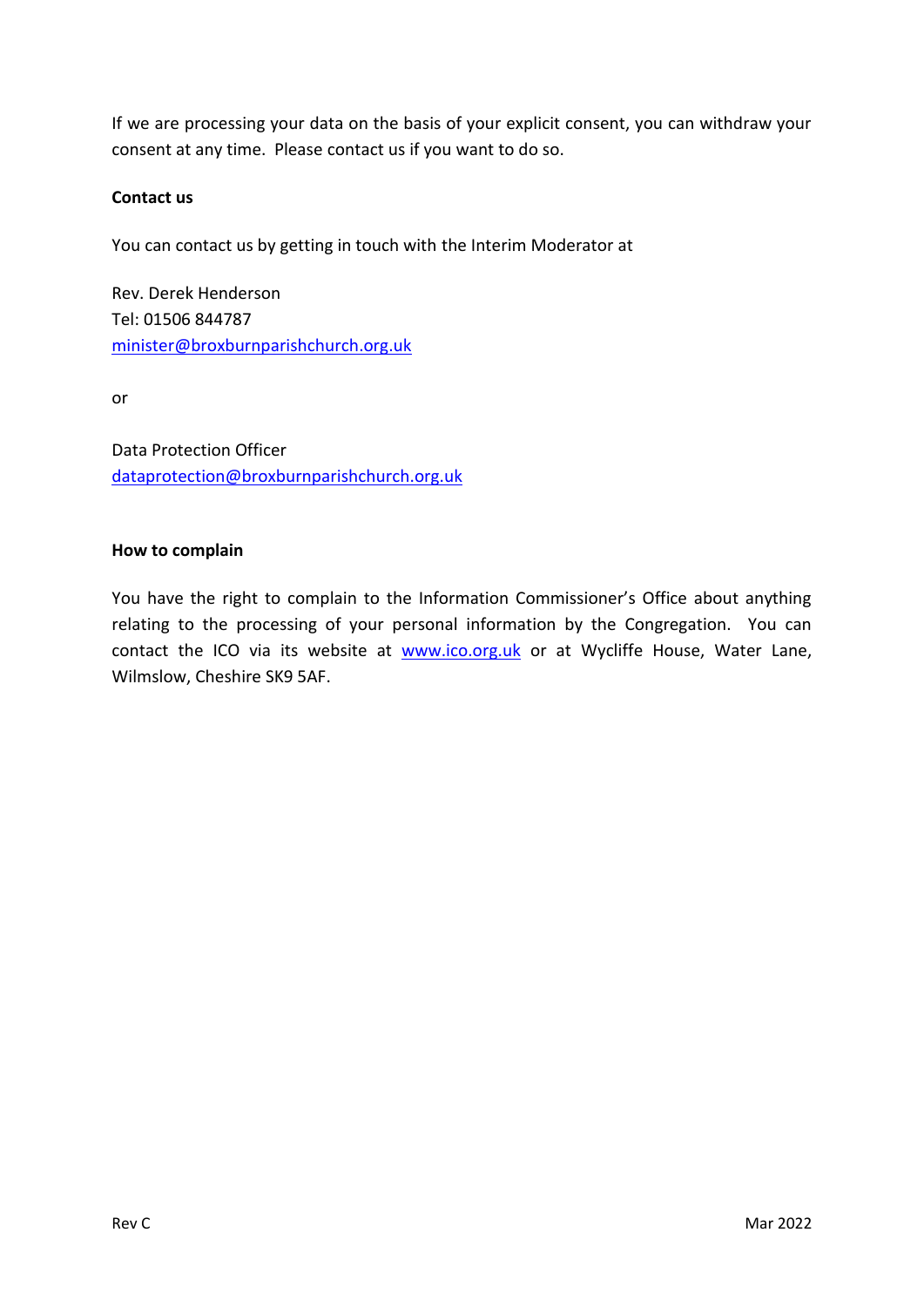If we are processing your data on the basis of your explicit consent, you can withdraw your consent at any time. Please contact us if you want to do so.

**Contact us**

You can contact us by getting in touch with the Interim Moderator at

Rev. Derek Henderson
Tel: 01506 844787
minister@broxburnparishchurch.org.uk

or

Data Protection Officer
dataprotection@broxburnparishchurch.org.uk

**How to complain**

You have the right to complain to the Information Commissioner's Office about anything relating to the processing of your personal information by the Congregation. You can contact the ICO via its website at www.ico.org.uk or at Wycliffe House, Water Lane, Wilmslow, Cheshire SK9 5AF.